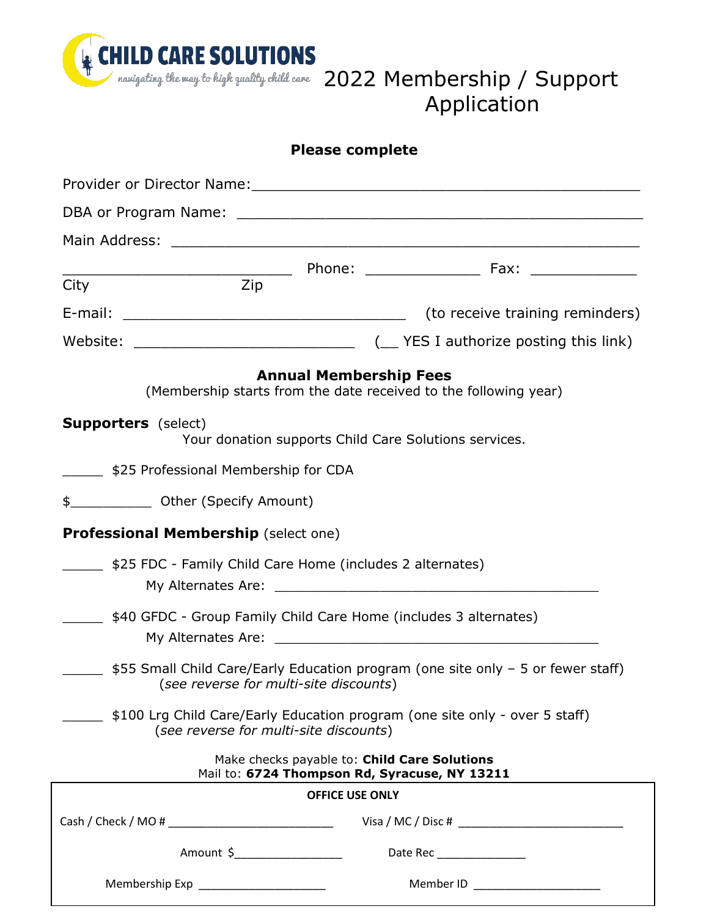**CHILD CARE SOLUTIONS**
*navigating the way to high quality child care*

# 2022 Membership / Support Application

**Please complete**

Provider or Director Name:_____________________________________________

DBA or Program Name: _______________________________________________

Main Address: _____________________________________________________

__________________________ Phone: _____________ Fax: ____________
City Zip

E-mail: _________________________________ (to receive training reminders)

Website: _________________________ (__ YES I authorize posting this link)

## Annual Membership Fees

(Membership starts from the date received to the following year)

**Supporters** (select)

Your donation supports Child Care Solutions services.

_____ $25 Professional Membership for CDA

$__________ Other (Specify Amount)

**Professional Membership** (select one)

_____ $25 FDC - Family Child Care Home (includes 2 alternates)
My Alternates Are: ______________________________________

_____ $40 GFDC - Group Family Child Care Home (includes 3 alternates)
My Alternates Are: ______________________________________

_____ $55 Small Child Care/Early Education program (one site only – 5 or fewer staff)
(*see reverse for multi-site discounts*)

_____ $100 Lrg Child Care/Early Education program (one site only - over 5 staff)
(*see reverse for multi-site discounts*)

Make checks payable to: **Child Care Solutions**
Mail to: **6724 Thompson Rd, Syracuse, NY 13211**

**OFFICE USE ONLY**

Cash / Check / MO # ________________________ Visa / MC / Disc # ________________________

Amount $________________ Date Rec _____________

Membership Exp ___________________ Member ID ___________________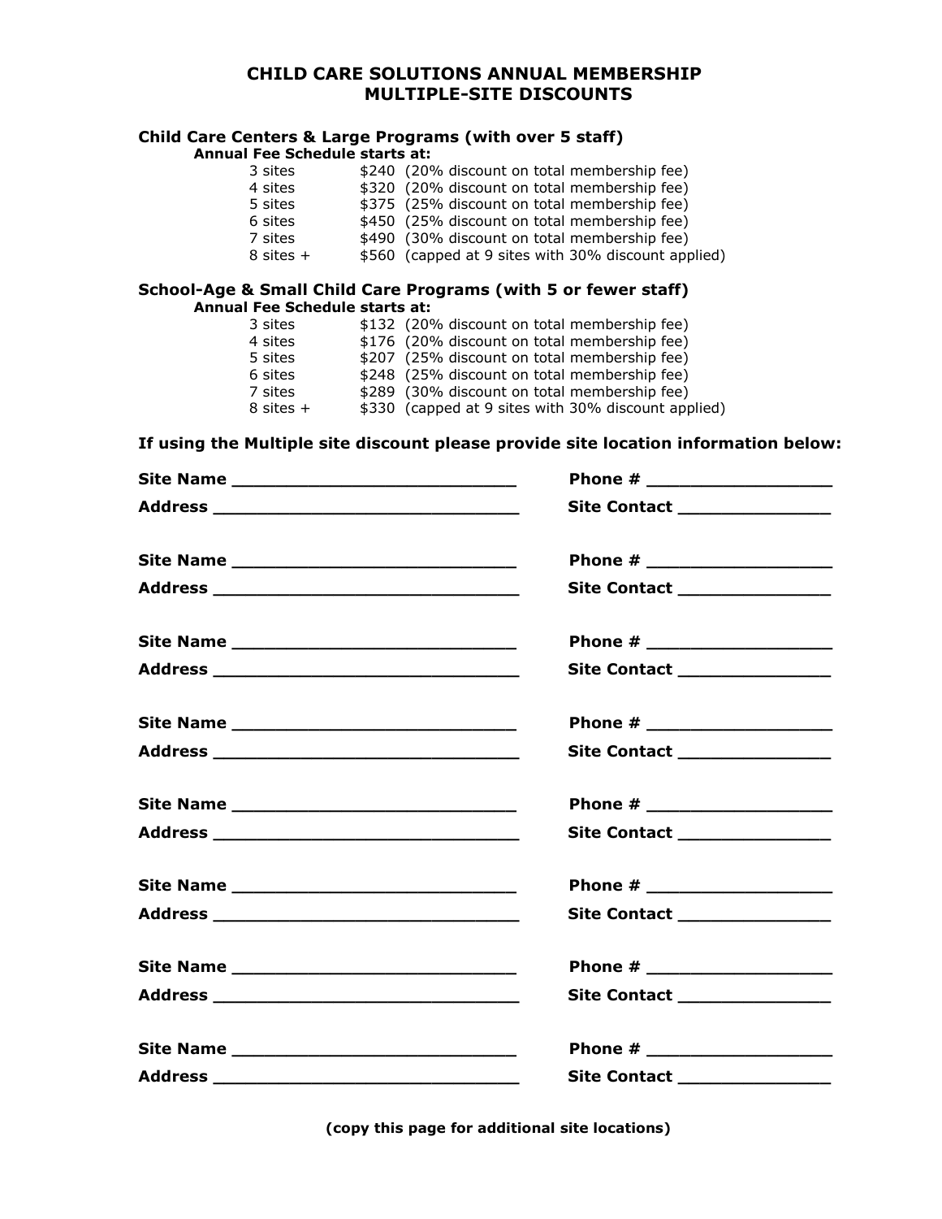# CHILD CARE SOLUTIONS ANNUAL MEMBERSHIP
# MULTIPLE-SITE DISCOUNTS

### Child Care Centers & Large Programs (with over 5 staff)

**Annual Fee Schedule starts at:**

| | | |
|---|---|---|
| 3 sites | $240 | (20% discount on total membership fee) |
| 4 sites | $320 | (20% discount on total membership fee) |
| 5 sites | $375 | (25% discount on total membership fee) |
| 6 sites | $450 | (25% discount on total membership fee) |
| 7 sites | $490 | (30% discount on total membership fee) |
| 8 sites + | $560 | (capped at 9 sites with 30% discount applied) |

### School-Age & Small Child Care Programs (with 5 or fewer staff)

**Annual Fee Schedule starts at:**

| | | |
|---|---|---|
| 3 sites | $132 | (20% discount on total membership fee) |
| 4 sites | $176 | (20% discount on total membership fee) |
| 5 sites | $207 | (25% discount on total membership fee) |
| 6 sites | $248 | (25% discount on total membership fee) |
| 7 sites | $289 | (30% discount on total membership fee) |
| 8 sites + | $330 | (capped at 9 sites with 30% discount applied) |

**If using the Multiple site discount please provide site location information below:**

**Site Name** ____________________________ **Phone #** __________________
**Address** ______________________________ **Site Contact** _______________

**Site Name** ____________________________ **Phone #** __________________
**Address** ______________________________ **Site Contact** _______________

**Site Name** ____________________________ **Phone #** __________________
**Address** ______________________________ **Site Contact** _______________

**Site Name** ____________________________ **Phone #** __________________
**Address** ______________________________ **Site Contact** _______________

**Site Name** ____________________________ **Phone #** __________________
**Address** ______________________________ **Site Contact** _______________

**Site Name** ____________________________ **Phone #** __________________
**Address** ______________________________ **Site Contact** _______________

**Site Name** ____________________________ **Phone #** __________________
**Address** ______________________________ **Site Contact** _______________

**Site Name** ____________________________ **Phone #** __________________
**Address** ______________________________ **Site Contact** _______________

**(copy this page for additional site locations)**